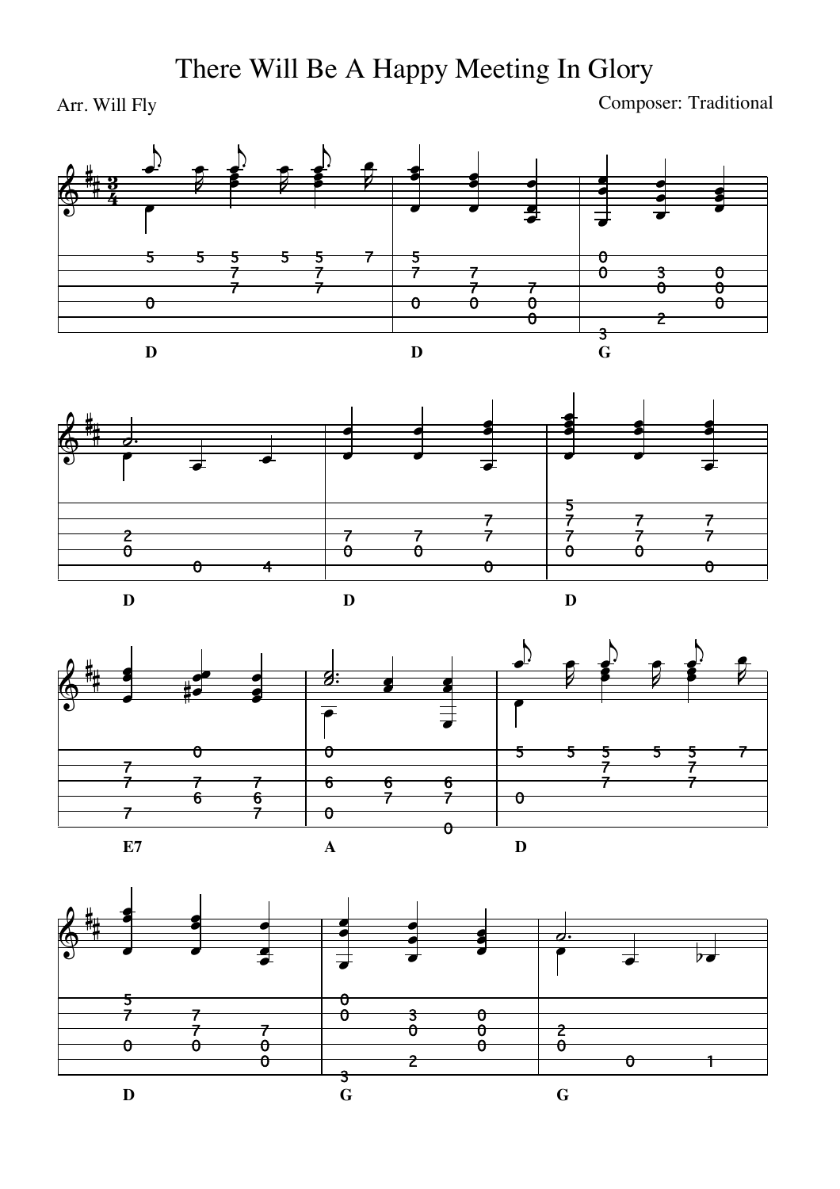# There Will Be A Happy Meeting In Glory

Arr. Will Fly

Composer: Traditional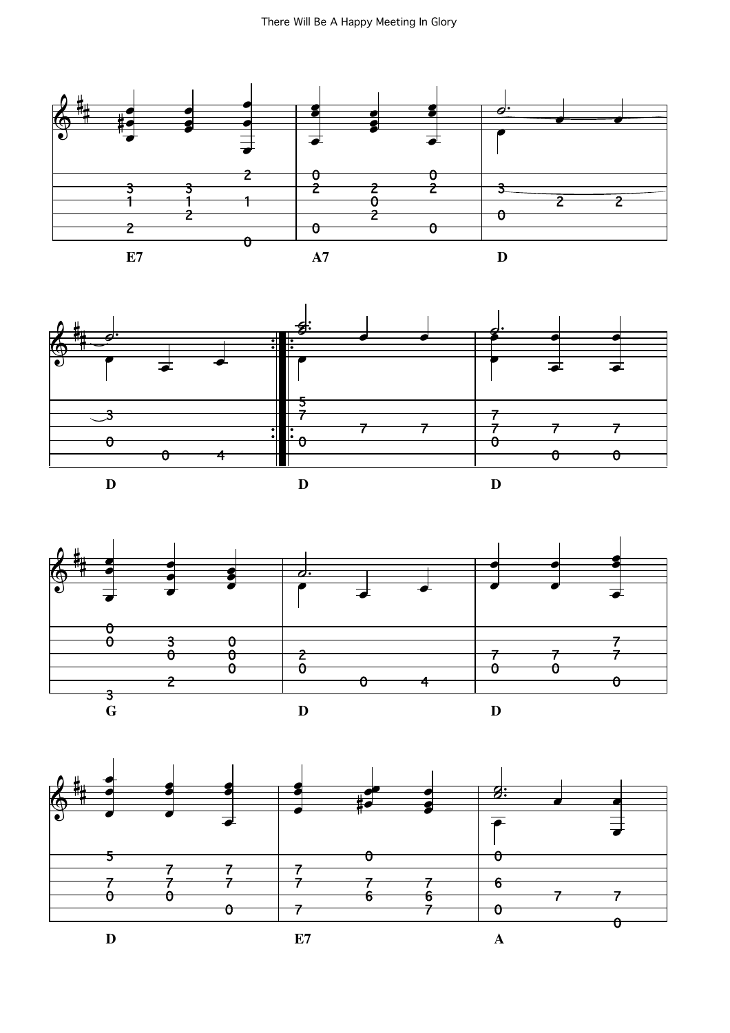E7 A7 D

D D D

G D D

D E7 A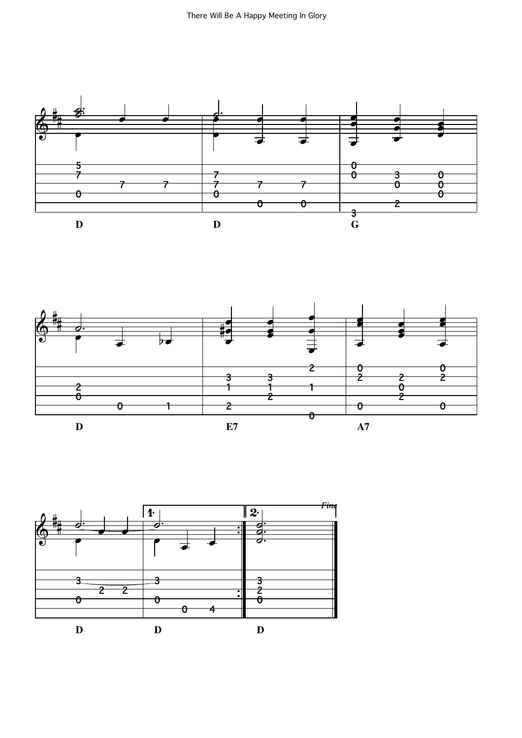D D G

D E7 A7

*Fine*

D D D